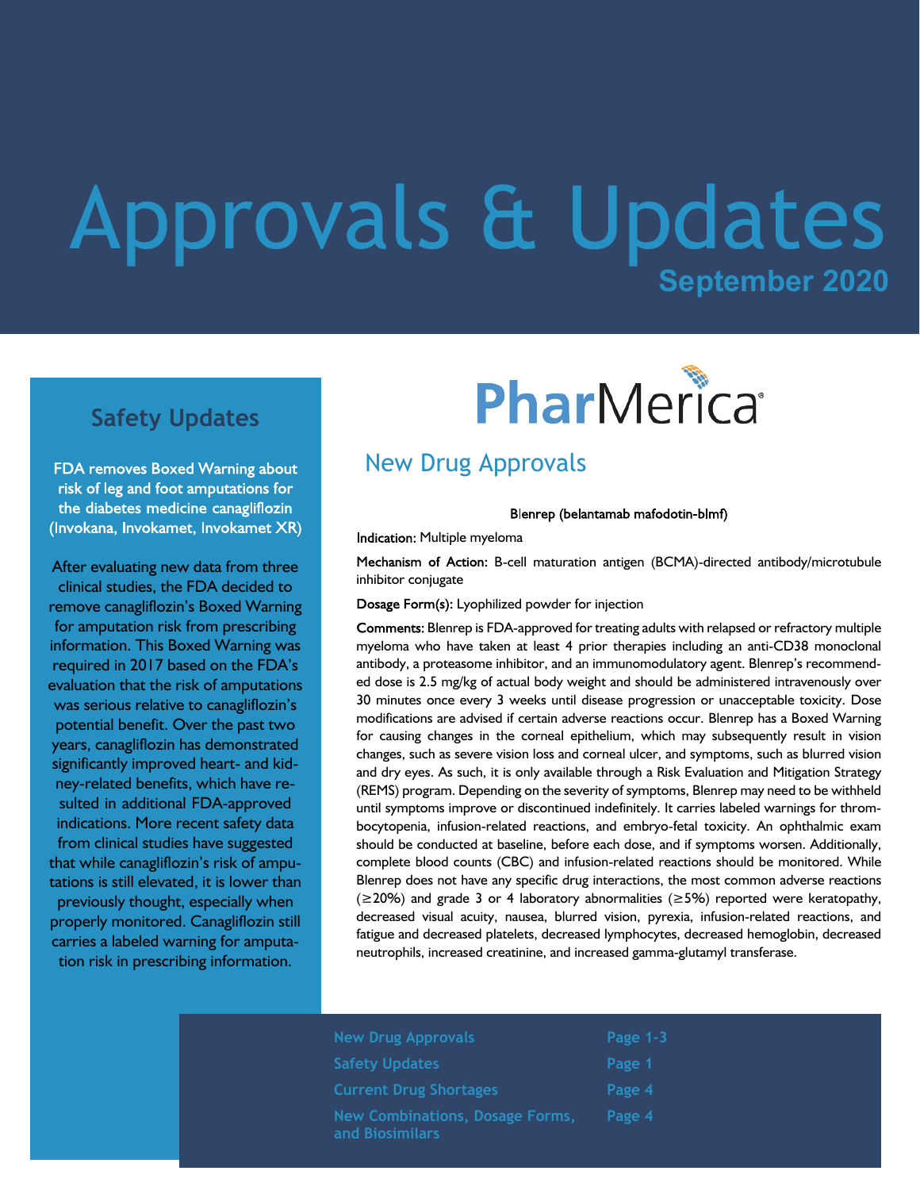# Approvals & Updates

**September 2020**

PharMerica

## Safety Updates

**FDA removes Boxed Warning about risk of leg and foot amputations for the diabetes medicine canagliflozin (Invokana, Invokamet, Invokamet XR)**

After evaluating new data from three clinical studies, the FDA decided to remove canagliflozin's Boxed Warning for amputation risk from prescribing information. This Boxed Warning was required in 2017 based on the FDA's evaluation that the risk of amputations was serious relative to canagliflozin's potential benefit. Over the past two years, canagliflozin has demonstrated significantly improved heart- and kidney-related benefits, which have resulted in additional FDA-approved indications. More recent safety data from clinical studies have suggested that while canagliflozin's risk of amputations is still elevated, it is lower than previously thought, especially when properly monitored. Canagliflozin still carries a labeled warning for amputation risk in prescribing information.

## New Drug Approvals

### Blenrep (belantamab mafodotin-blmf)

**Indication:** Multiple myeloma

**Mechanism of Action:** B-cell maturation antigen (BCMA)-directed antibody/microtubule inhibitor conjugate

**Dosage Form(s):** Lyophilized powder for injection

**Comments:** Blenrep is FDA-approved for treating adults with relapsed or refractory multiple myeloma who have taken at least 4 prior therapies including an anti-CD38 monoclonal antibody, a proteasome inhibitor, and an immunomodulatory agent. Blenrep's recommended dose is 2.5 mg/kg of actual body weight and should be administered intravenously over 30 minutes once every 3 weeks until disease progression or unacceptable toxicity. Dose modifications are advised if certain adverse reactions occur. Blenrep has a Boxed Warning for causing changes in the corneal epithelium, which may subsequently result in vision changes, such as severe vision loss and corneal ulcer, and symptoms, such as blurred vision and dry eyes. As such, it is only available through a Risk Evaluation and Mitigation Strategy (REMS) program. Depending on the severity of symptoms, Blenrep may need to be withheld until symptoms improve or discontinued indefinitely. It carries labeled warnings for thrombocytopenia, infusion-related reactions, and embryo-fetal toxicity. An ophthalmic exam should be conducted at baseline, before each dose, and if symptoms worsen. Additionally, complete blood counts (CBC) and infusion-related reactions should be monitored. While Blenrep does not have any specific drug interactions, the most common adverse reactions (≥20%) and grade 3 or 4 laboratory abnormalities (≥5%) reported were keratopathy, decreased visual acuity, nausea, blurred vision, pyrexia, infusion-related reactions, and fatigue and decreased platelets, decreased lymphocytes, decreased hemoglobin, decreased neutrophils, increased creatinine, and increased gamma-glutamyl transferase.

| Section | Page |
|---|---|
| New Drug Approvals | Page 1-3 |
| Safety Updates | Page 1 |
| Current Drug Shortages | Page 4 |
| New Combinations, Dosage Forms, and Biosimilars | Page 4 |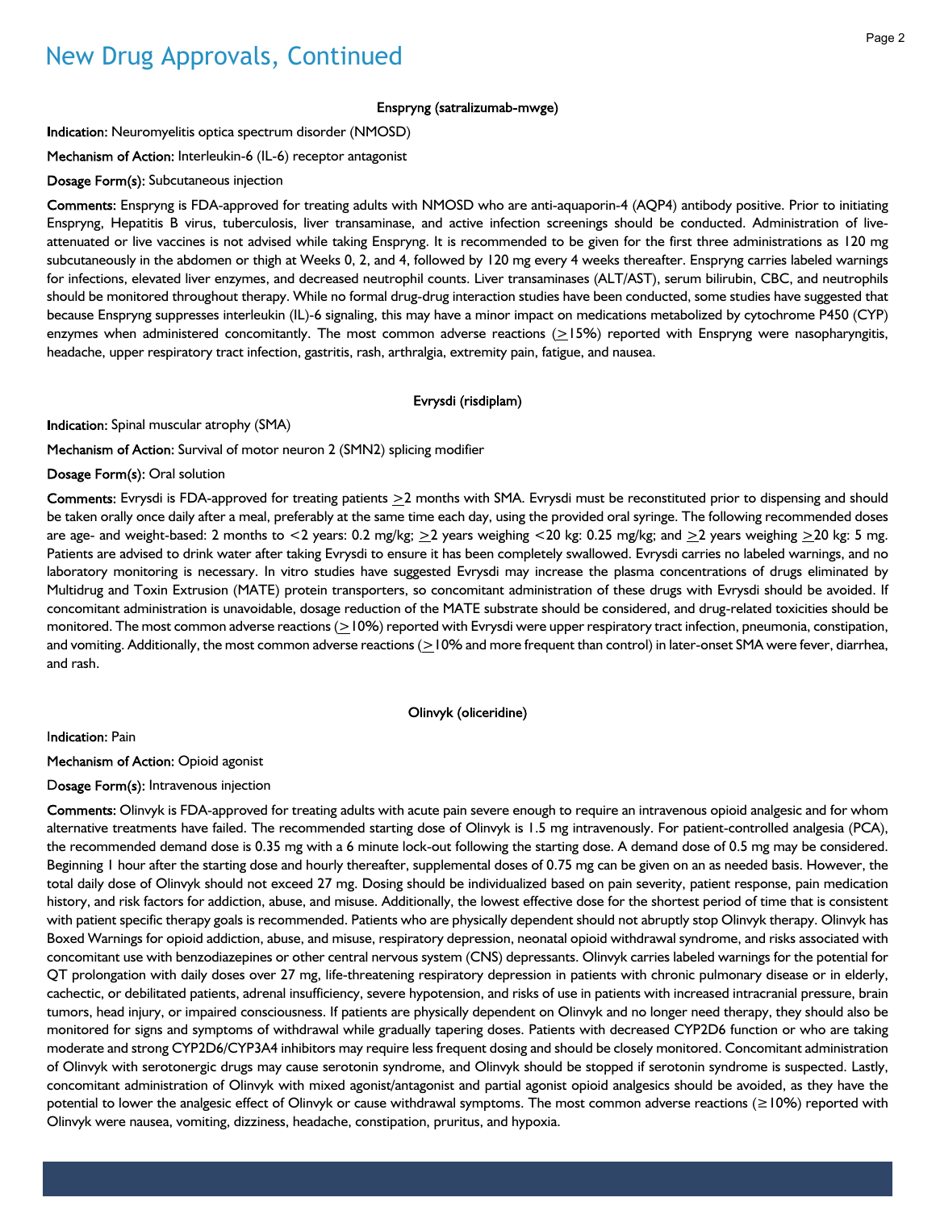# New Drug Approvals, Continued

### Enspryng (satralizumab-mwge)

**Indication:** Neuromyelitis optica spectrum disorder (NMOSD)

**Mechanism of Action:** Interleukin-6 (IL-6) receptor antagonist

**Dosage Form(s):** Subcutaneous injection

**Comments:** Enspryng is FDA-approved for treating adults with NMOSD who are anti-aquaporin-4 (AQP4) antibody positive. Prior to initiating Enspryng, Hepatitis B virus, tuberculosis, liver transaminase, and active infection screenings should be conducted. Administration of live-attenuated or live vaccines is not advised while taking Enspryng. It is recommended to be given for the first three administrations as 120 mg subcutaneously in the abdomen or thigh at Weeks 0, 2, and 4, followed by 120 mg every 4 weeks thereafter. Enspryng carries labeled warnings for infections, elevated liver enzymes, and decreased neutrophil counts. Liver transaminases (ALT/AST), serum bilirubin, CBC, and neutrophils should be monitored throughout therapy. While no formal drug-drug interaction studies have been conducted, some studies have suggested that because Enspryng suppresses interleukin (IL)-6 signaling, this may have a minor impact on medications metabolized by cytochrome P450 (CYP) enzymes when administered concomitantly. The most common adverse reactions (≥15%) reported with Enspryng were nasopharyngitis, headache, upper respiratory tract infection, gastritis, rash, arthralgia, extremity pain, fatigue, and nausea.

### Evrysdi (risdiplam)

**Indication:** Spinal muscular atrophy (SMA)

**Mechanism of Action:** Survival of motor neuron 2 (SMN2) splicing modifier

**Dosage Form(s):** Oral solution

**Comments:** Evrysdi is FDA-approved for treating patients ≥2 months with SMA. Evrysdi must be reconstituted prior to dispensing and should be taken orally once daily after a meal, preferably at the same time each day, using the provided oral syringe. The following recommended doses are age- and weight-based: 2 months to <2 years: 0.2 mg/kg; ≥2 years weighing <20 kg: 0.25 mg/kg; and ≥2 years weighing ≥20 kg: 5 mg. Patients are advised to drink water after taking Evrysdi to ensure it has been completely swallowed. Evrysdi carries no labeled warnings, and no laboratory monitoring is necessary. In vitro studies have suggested Evrysdi may increase the plasma concentrations of drugs eliminated by Multidrug and Toxin Extrusion (MATE) protein transporters, so concomitant administration of these drugs with Evrysdi should be avoided. If concomitant administration is unavoidable, dosage reduction of the MATE substrate should be considered, and drug-related toxicities should be monitored. The most common adverse reactions (≥10%) reported with Evrysdi were upper respiratory tract infection, pneumonia, constipation, and vomiting. Additionally, the most common adverse reactions (≥10% and more frequent than control) in later-onset SMA were fever, diarrhea, and rash.

### Olinvyk (oliceridine)

**Indication:** Pain

**Mechanism of Action:** Opioid agonist

**Dosage Form(s):** Intravenous injection

**Comments:** Olinvyk is FDA-approved for treating adults with acute pain severe enough to require an intravenous opioid analgesic and for whom alternative treatments have failed. The recommended starting dose of Olinvyk is 1.5 mg intravenously. For patient-controlled analgesia (PCA), the recommended demand dose is 0.35 mg with a 6 minute lock-out following the starting dose. A demand dose of 0.5 mg may be considered. Beginning 1 hour after the starting dose and hourly thereafter, supplemental doses of 0.75 mg can be given on an as needed basis. However, the total daily dose of Olinvyk should not exceed 27 mg. Dosing should be individualized based on pain severity, patient response, pain medication history, and risk factors for addiction, abuse, and misuse. Additionally, the lowest effective dose for the shortest period of time that is consistent with patient specific therapy goals is recommended. Patients who are physically dependent should not abruptly stop Olinvyk therapy. Olinvyk has Boxed Warnings for opioid addiction, abuse, and misuse, respiratory depression, neonatal opioid withdrawal syndrome, and risks associated with concomitant use with benzodiazepines or other central nervous system (CNS) depressants. Olinvyk carries labeled warnings for the potential for QT prolongation with daily doses over 27 mg, life-threatening respiratory depression in patients with chronic pulmonary disease or in elderly, cachectic, or debilitated patients, adrenal insufficiency, severe hypotension, and risks of use in patients with increased intracranial pressure, brain tumors, head injury, or impaired consciousness. If patients are physically dependent on Olinvyk and no longer need therapy, they should also be monitored for signs and symptoms of withdrawal while gradually tapering doses. Patients with decreased CYP2D6 function or who are taking moderate and strong CYP2D6/CYP3A4 inhibitors may require less frequent dosing and should be closely monitored. Concomitant administration of Olinvyk with serotonergic drugs may cause serotonin syndrome, and Olinvyk should be stopped if serotonin syndrome is suspected. Lastly, concomitant administration of Olinvyk with mixed agonist/antagonist and partial agonist opioid analgesics should be avoided, as they have the potential to lower the analgesic effect of Olinvyk or cause withdrawal symptoms. The most common adverse reactions (≥10%) reported with Olinvyk were nausea, vomiting, dizziness, headache, constipation, pruritus, and hypoxia.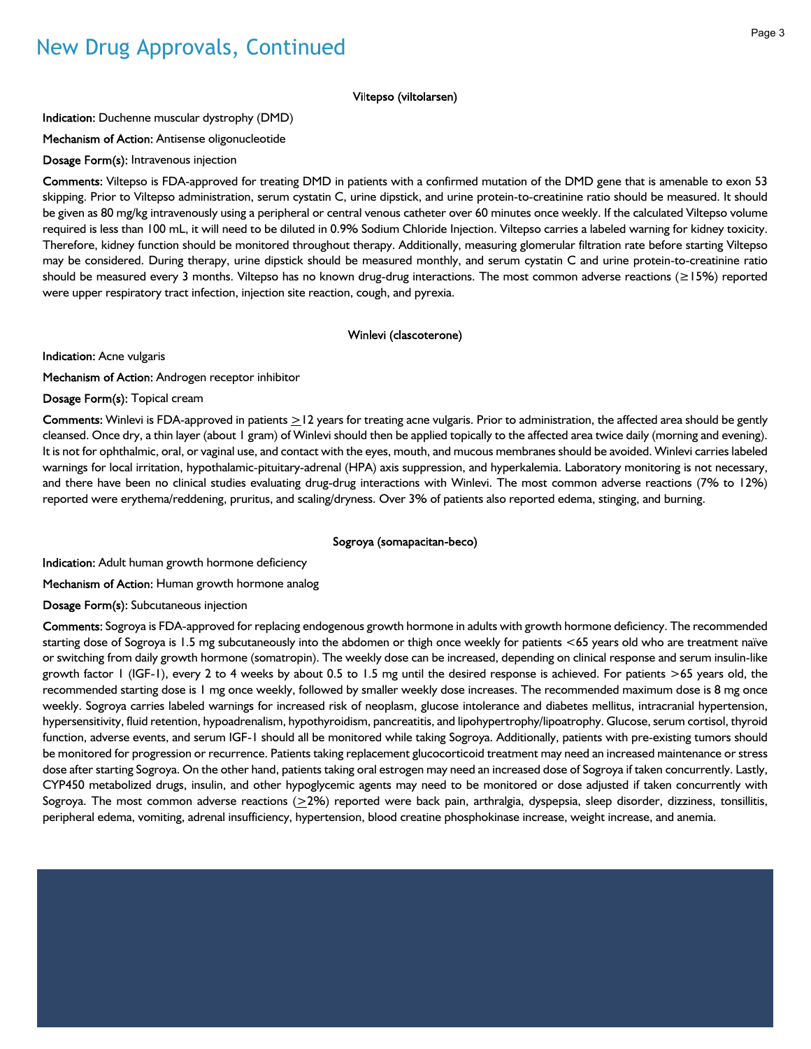# New Drug Approvals, Continued

### Viltepso (viltolarsen)

**Indication:** Duchenne muscular dystrophy (DMD)

**Mechanism of Action:** Antisense oligonucleotide

**Dosage Form(s):** Intravenous injection

**Comments:** Viltepso is FDA-approved for treating DMD in patients with a confirmed mutation of the DMD gene that is amenable to exon 53 skipping. Prior to Viltepso administration, serum cystatin C, urine dipstick, and urine protein-to-creatinine ratio should be measured. It should be given as 80 mg/kg intravenously using a peripheral or central venous catheter over 60 minutes once weekly. If the calculated Viltepso volume required is less than 100 mL, it will need to be diluted in 0.9% Sodium Chloride Injection. Viltepso carries a labeled warning for kidney toxicity. Therefore, kidney function should be monitored throughout therapy. Additionally, measuring glomerular filtration rate before starting Viltepso may be considered. During therapy, urine dipstick should be measured monthly, and serum cystatin C and urine protein-to-creatinine ratio should be measured every 3 months. Viltepso has no known drug-drug interactions. The most common adverse reactions (≥15%) reported were upper respiratory tract infection, injection site reaction, cough, and pyrexia.

### Winlevi (clascoterone)

**Indication:** Acne vulgaris

**Mechanism of Action:** Androgen receptor inhibitor

**Dosage Form(s):** Topical cream

**Comments:** Winlevi is FDA-approved in patients ≥12 years for treating acne vulgaris. Prior to administration, the affected area should be gently cleansed. Once dry, a thin layer (about 1 gram) of Winlevi should then be applied topically to the affected area twice daily (morning and evening). It is not for ophthalmic, oral, or vaginal use, and contact with the eyes, mouth, and mucous membranes should be avoided. Winlevi carries labeled warnings for local irritation, hypothalamic-pituitary-adrenal (HPA) axis suppression, and hyperkalemia. Laboratory monitoring is not necessary, and there have been no clinical studies evaluating drug-drug interactions with Winlevi. The most common adverse reactions (7% to 12%) reported were erythema/reddening, pruritus, and scaling/dryness. Over 3% of patients also reported edema, stinging, and burning.

### Sogroya (somapacitan-beco)

**Indication:** Adult human growth hormone deficiency

**Mechanism of Action:** Human growth hormone analog

**Dosage Form(s):** Subcutaneous injection

**Comments:** Sogroya is FDA-approved for replacing endogenous growth hormone in adults with growth hormone deficiency. The recommended starting dose of Sogroya is 1.5 mg subcutaneously into the abdomen or thigh once weekly for patients <65 years old who are treatment naïve or switching from daily growth hormone (somatropin). The weekly dose can be increased, depending on clinical response and serum insulin-like growth factor 1 (IGF-1), every 2 to 4 weeks by about 0.5 to 1.5 mg until the desired response is achieved. For patients >65 years old, the recommended starting dose is 1 mg once weekly, followed by smaller weekly dose increases. The recommended maximum dose is 8 mg once weekly. Sogroya carries labeled warnings for increased risk of neoplasm, glucose intolerance and diabetes mellitus, intracranial hypertension, hypersensitivity, fluid retention, hypoadrenalism, hypothyroidism, pancreatitis, and lipohypertrophy/lipoatrophy. Glucose, serum cortisol, thyroid function, adverse events, and serum IGF-1 should all be monitored while taking Sogroya. Additionally, patients with pre-existing tumors should be monitored for progression or recurrence. Patients taking replacement glucocorticoid treatment may need an increased maintenance or stress dose after starting Sogroya. On the other hand, patients taking oral estrogen may need an increased dose of Sogroya if taken concurrently. Lastly, CYP450 metabolized drugs, insulin, and other hypoglycemic agents may need to be monitored or dose adjusted if taken concurrently with Sogroya. The most common adverse reactions (≥2%) reported were back pain, arthralgia, dyspepsia, sleep disorder, dizziness, tonsillitis, peripheral edema, vomiting, adrenal insufficiency, hypertension, blood creatine phosphokinase increase, weight increase, and anemia.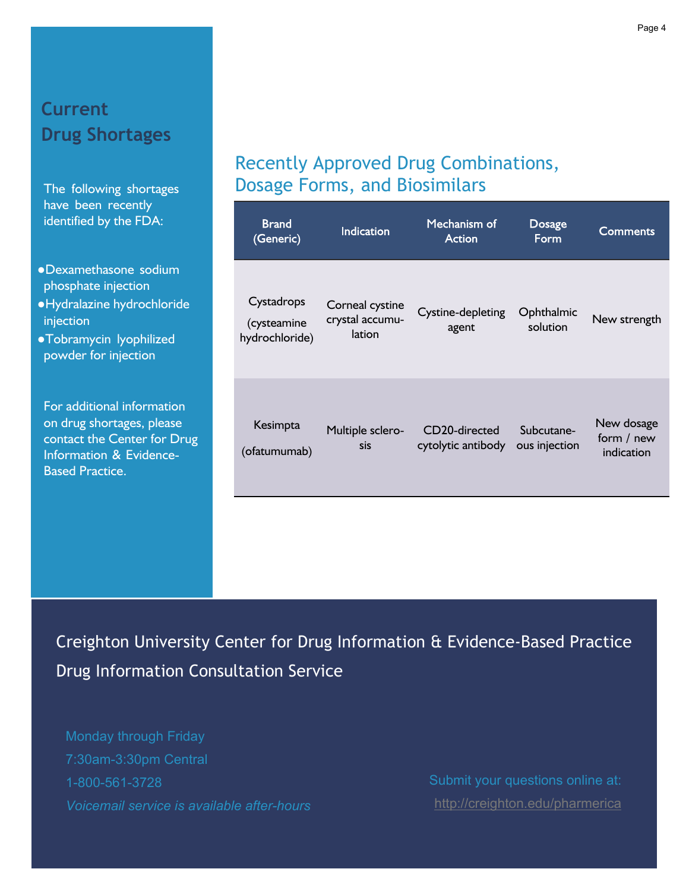## Current Drug Shortages

The following shortages have been recently identified by the FDA:

- Dexamethasone sodium phosphate injection
- Hydralazine hydrochloride injection
- Tobramycin lyophilized powder for injection

For additional information on drug shortages, please contact the Center for Drug Information & Evidence-Based Practice.

## Recently Approved Drug Combinations, Dosage Forms, and Biosimilars

| Brand (Generic) | Indication | Mechanism of Action | Dosage Form | Comments |
| --- | --- | --- | --- | --- |
| Cystadrops (cysteamine hydrochloride) | Corneal cystine crystal accumulation | Cystine-depleting agent | Ophthalmic solution | New strength |
| Kesimpta (ofatumumab) | Multiple sclerosis | CD20-directed cytolytic antibody | Subcutaneous injection | New dosage form / new indication |

### Creighton University Center for Drug Information & Evidence-Based Practice

### Drug Information Consultation Service

Monday through Friday
7:30am-3:30pm Central
1-800-561-3728
*Voicemail service is available after-hours*

Submit your questions online at:
http://creighton.edu/pharmerica